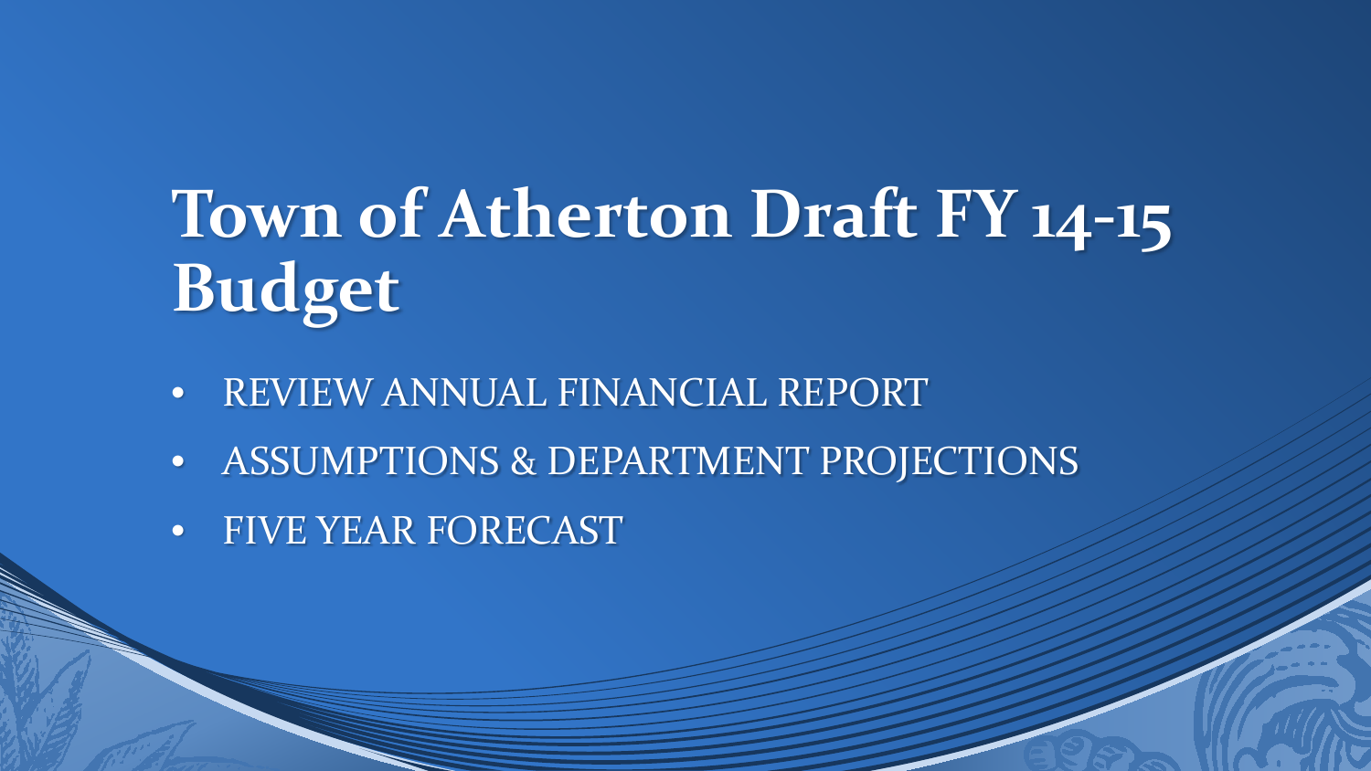# Town of Atherton Draft FY 14-15 Budget

- REVIEW ANNUAL FINANCIAL REPORT
- ASSUMPTIONS & DEPARTMENT PROJECTIONS
- FIVE YEAR FORECAST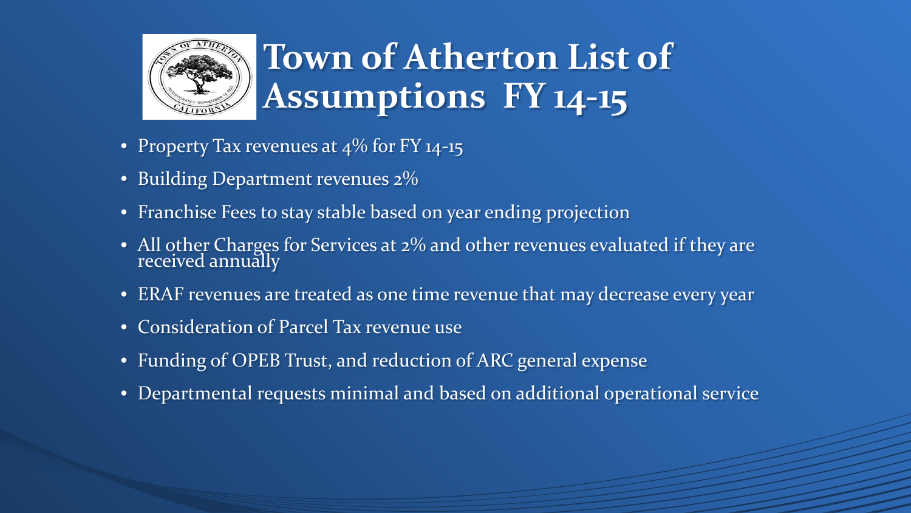# Town of Atherton List of Assumptions FY 14-15

- Property Tax revenues at 4% for FY 14-15
- Building Department revenues 2%
- Franchise Fees to stay stable based on year ending projection
- All other Charges for Services at 2% and other revenues evaluated if they are received annually
- ERAF revenues are treated as one time revenue that may decrease every year
- Consideration of Parcel Tax revenue use
- Funding of OPEB Trust, and reduction of ARC general expense
- Departmental requests minimal and based on additional operational service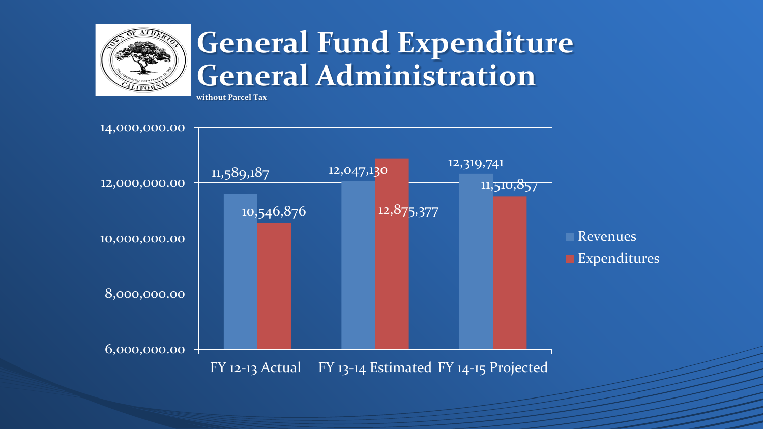# General Fund Expenditure General Administration

**without Parcel Tax**

| | Revenues | Expenditures |
|---|---|---|
| FY 12-13 Actual | 11,589,187 | 10,546,876 |
| FY 13-14 Estimated | 12,047,130 | 12,875,377 |
| FY 14-15 Projected | 12,319,741 | 11,510,857 |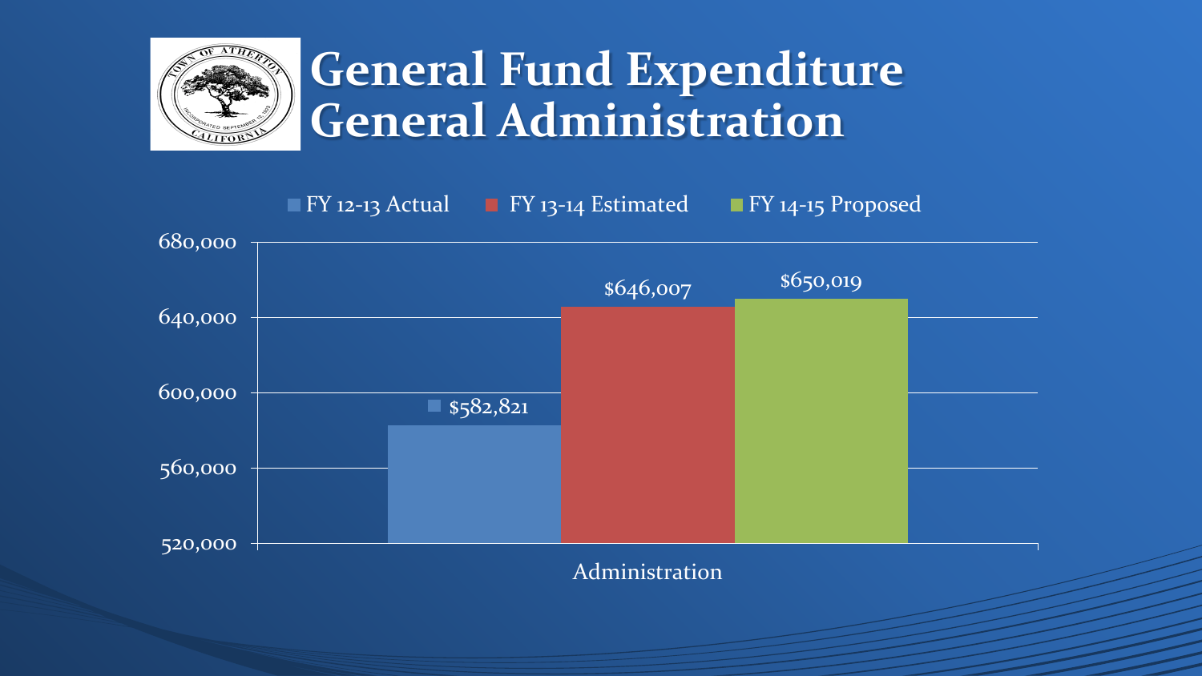# General Fund Expenditure General Administration

| | FY 12-13 Actual | FY 13-14 Estimated | FY 14-15 Proposed |
| --- | --- | --- | --- |
| Administration | $582,821 | $646,007 | $650,019 |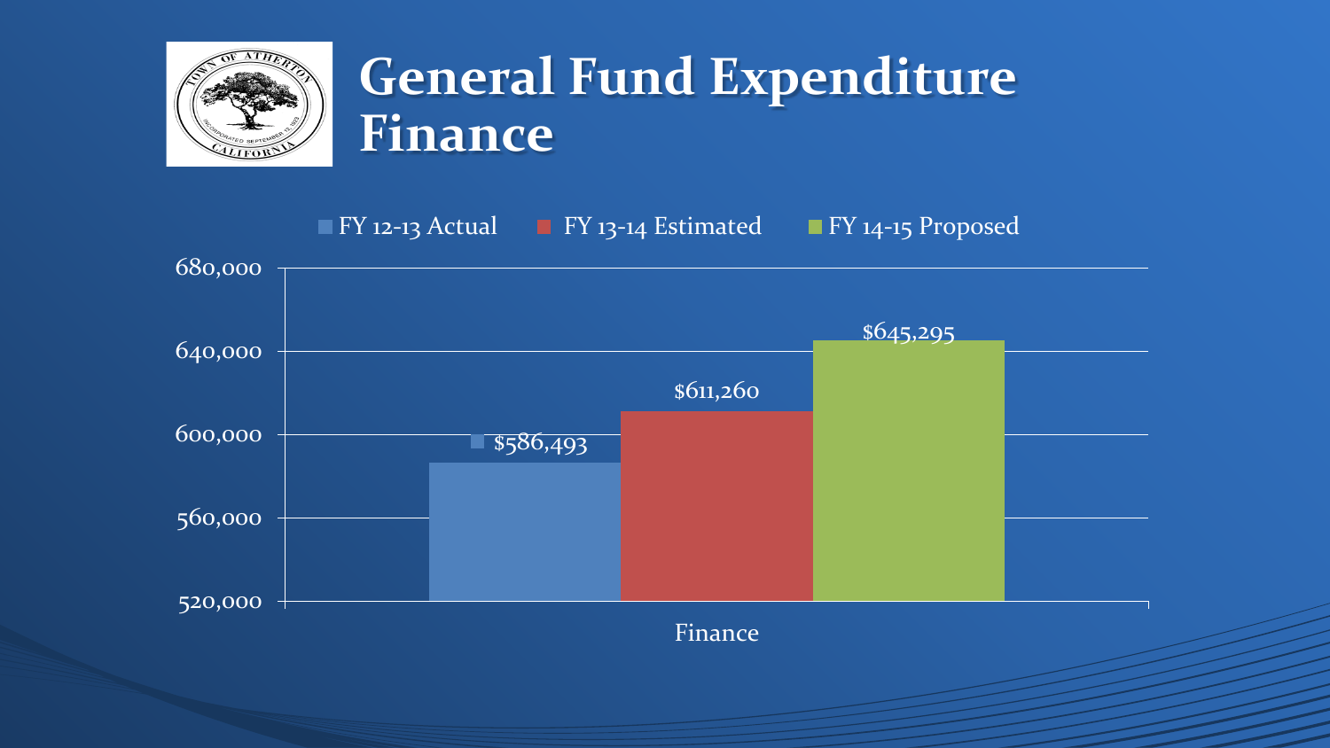# General Fund Expenditure Finance

| | FY 12-13 Actual | FY 13-14 Estimated | FY 14-15 Proposed |
|---|---|---|---|
| Finance | $586,493 | $611,260 | $645,295 |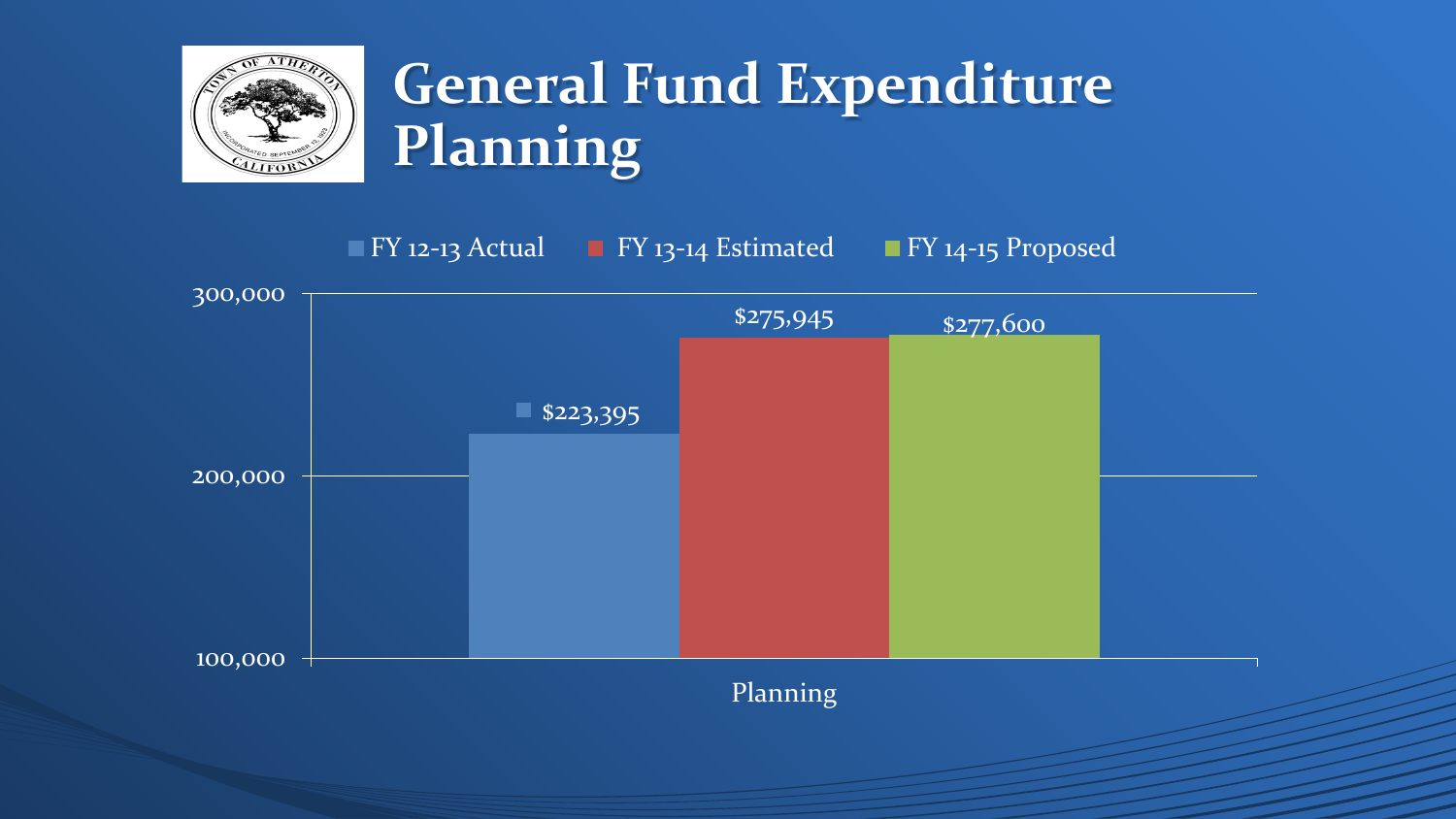# General Fund Expenditure Planning

| | FY 12-13 Actual | FY 13-14 Estimated | FY 14-15 Proposed |
|---|---|---|---|
| Planning | $223,395 | $275,945 | $277,600 |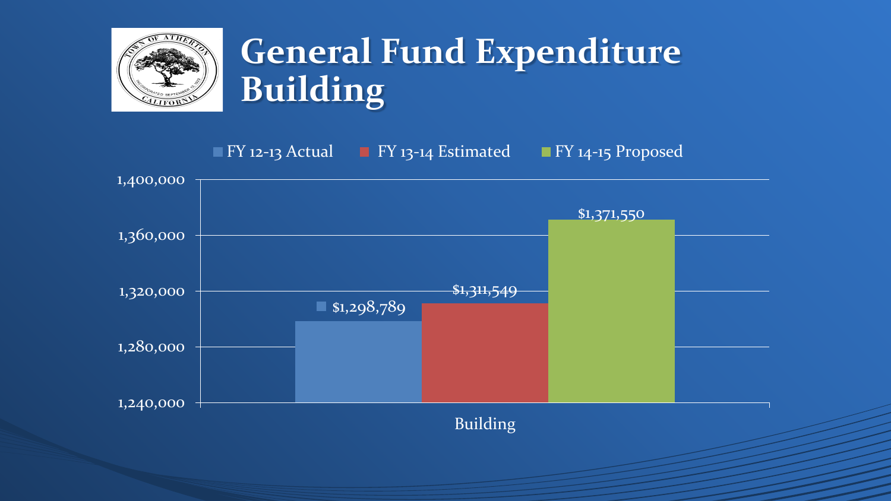# General Fund Expenditure Building

| | FY 12-13 Actual | FY 13-14 Estimated | FY 14-15 Proposed |
|---|---|---|---|
| Building | $1,298,789 | $1,311,549 | $1,371,550 |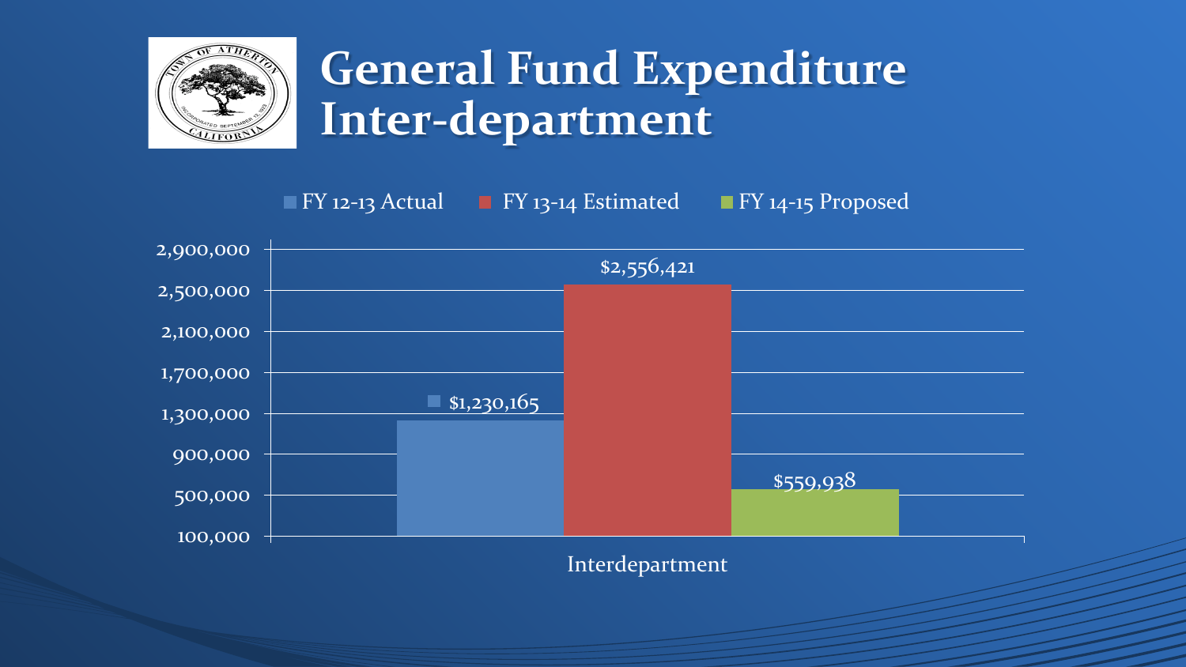# General Fund Expenditure Inter-department

| | FY 12-13 Actual | FY 13-14 Estimated | FY 14-15 Proposed |
|---|---|---|---|
| Interdepartment | $1,230,165 | $2,556,421 | $559,938 |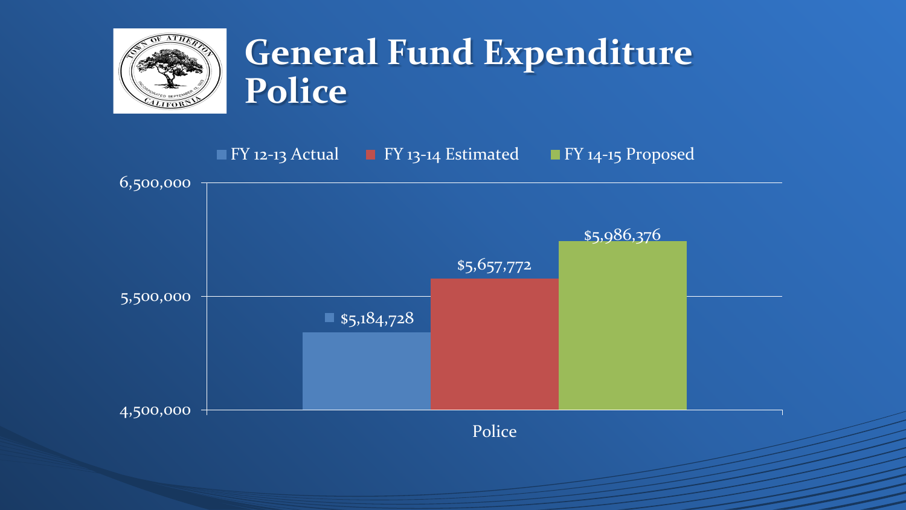# General Fund Expenditure Police

| | FY 12-13 Actual | FY 13-14 Estimated | FY 14-15 Proposed |
|---|---|---|---|
| Police | $5,184,728 | $5,657,772 | $5,986,376 |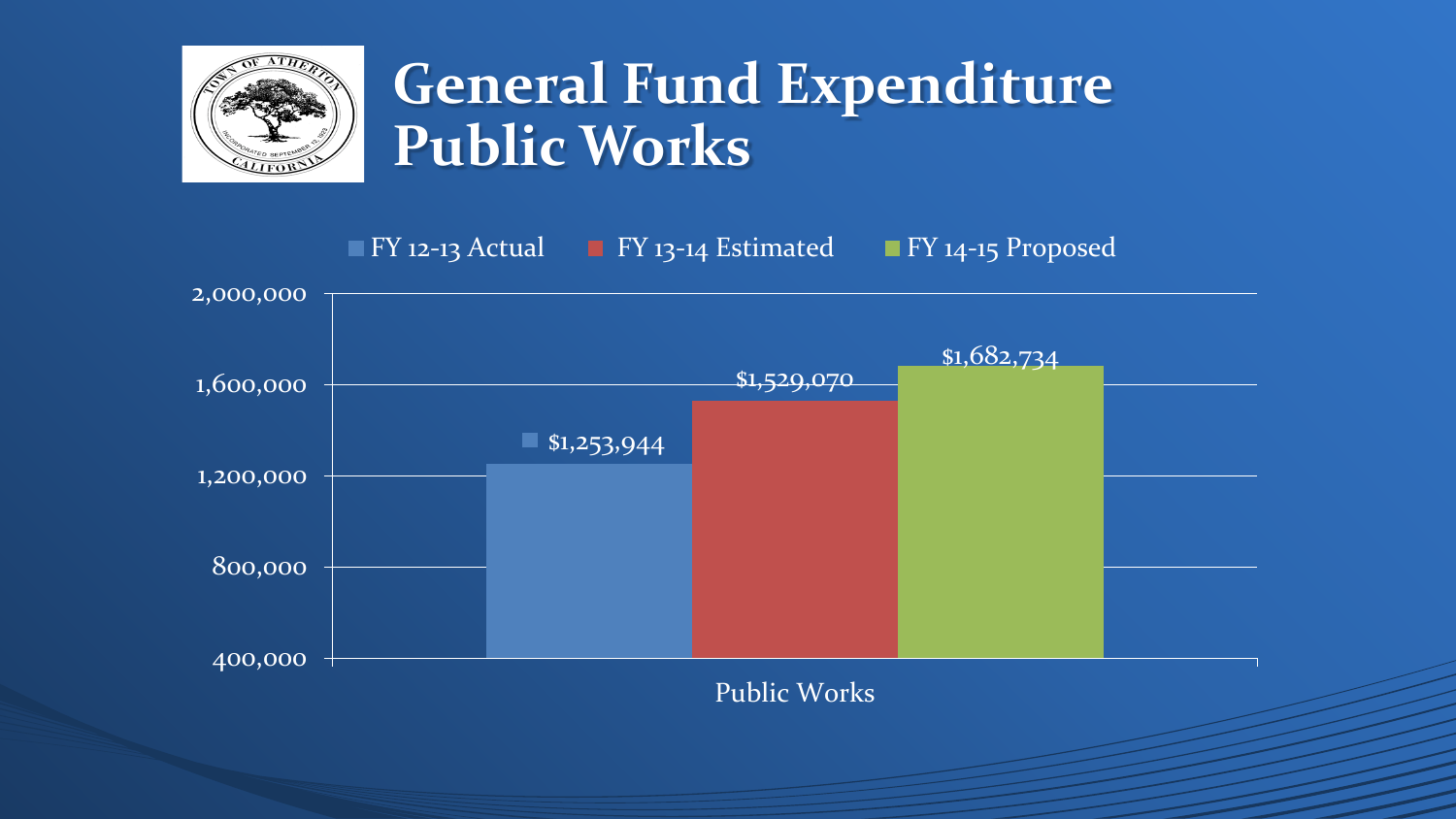# General Fund Expenditure Public Works

| | FY 12-13 Actual | FY 13-14 Estimated | FY 14-15 Proposed |
|---|---|---|---|
| Public Works | $1,253,944 | $1,529,070 | $1,682,734 |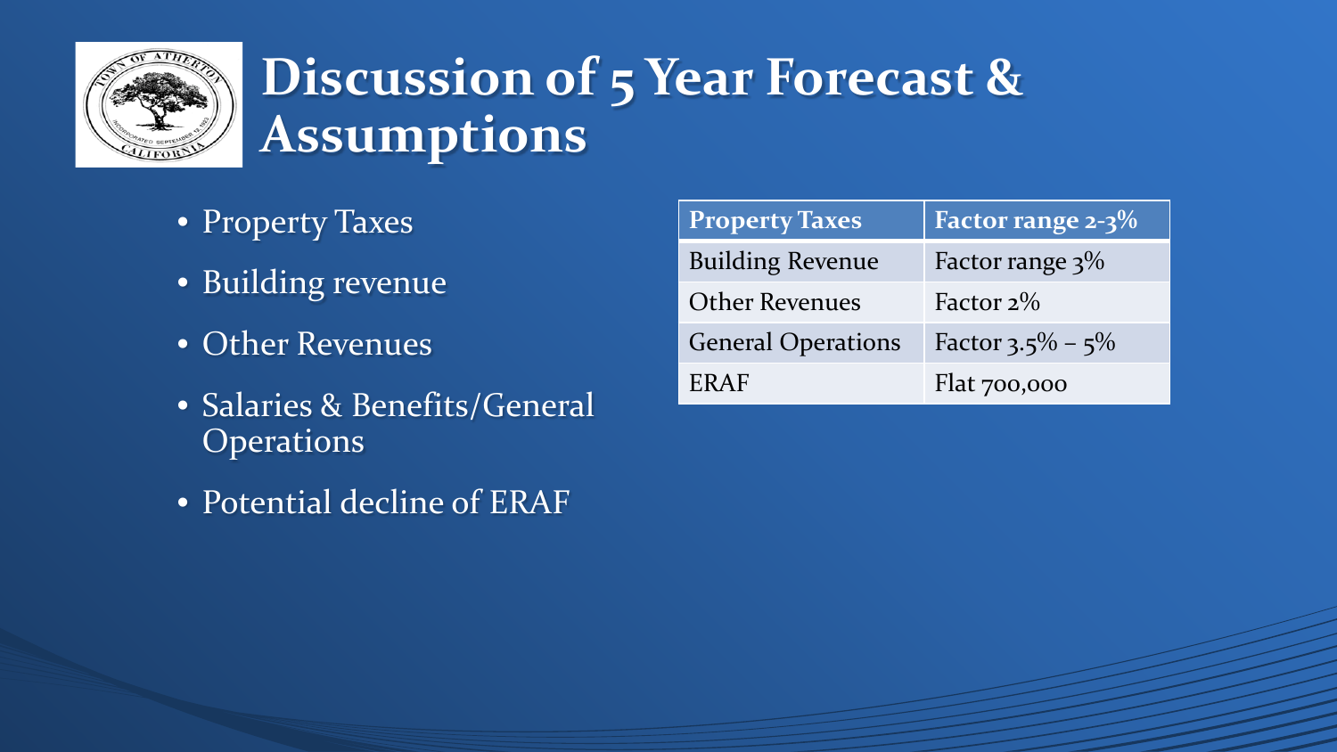# Discussion of 5 Year Forecast & Assumptions

- Property Taxes
- Building revenue
- Other Revenues
- Salaries & Benefits/General Operations
- Potential decline of ERAF

| Property Taxes | Factor range 2-3% |
|---|---|
| Building Revenue | Factor range 3% |
| Other Revenues | Factor 2% |
| General Operations | Factor 3.5% – 5% |
| ERAF | Flat 700,000 |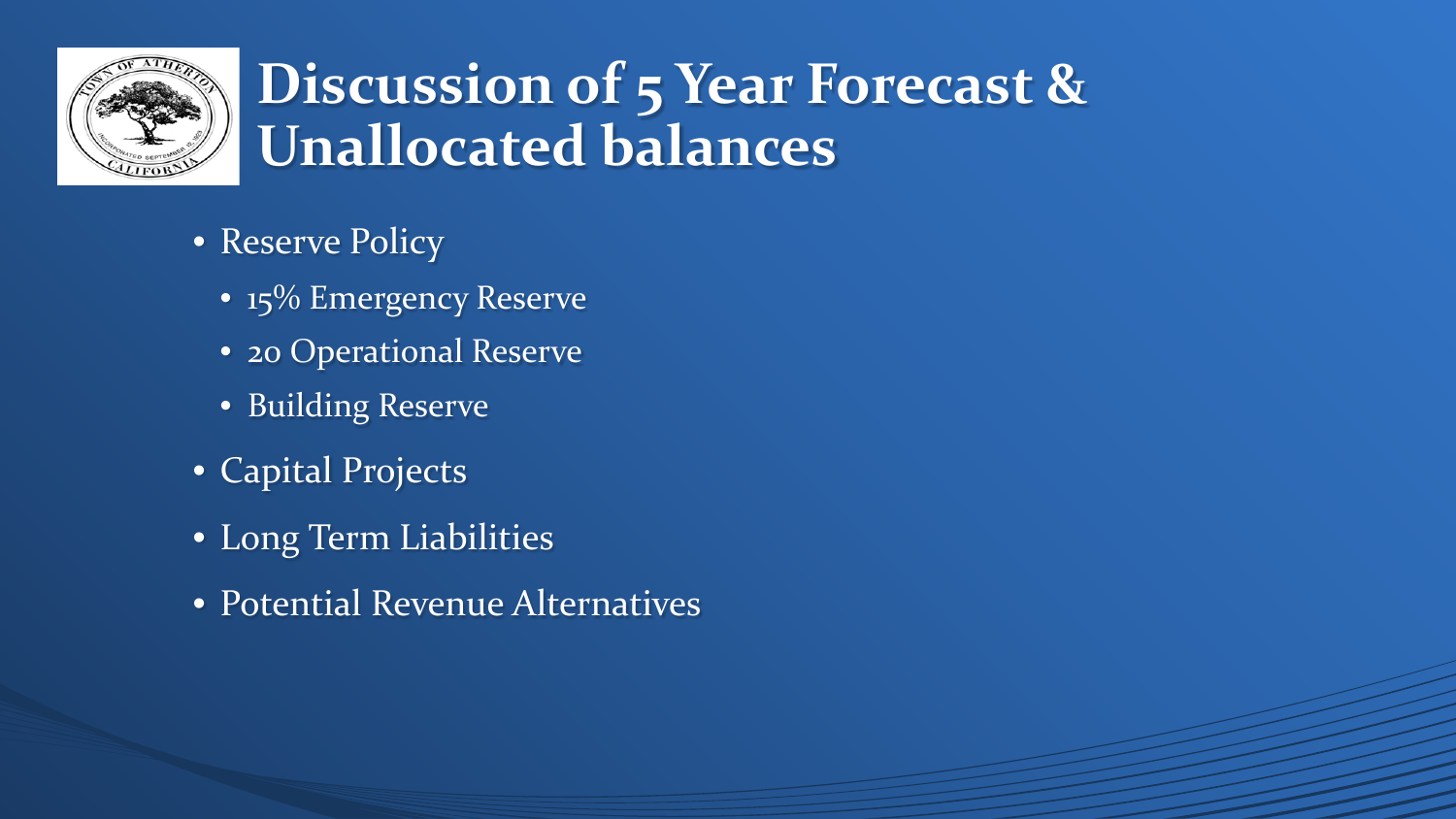# Discussion of 5 Year Forecast & Unallocated balances

- Reserve Policy
  - 15% Emergency Reserve
  - 20 Operational Reserve
  - Building Reserve
- Capital Projects
- Long Term Liabilities
- Potential Revenue Alternatives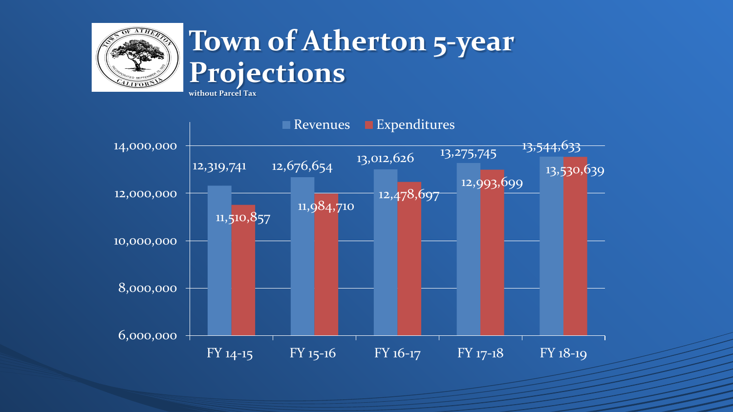# Town of Atherton 5-year Projections

**without Parcel Tax**

| | Revenues | Expenditures |
|---|---|---|
| FY 14-15 | 12,319,741 | 11,510,857 |
| FY 15-16 | 12,676,654 | 11,984,710 |
| FY 16-17 | 13,012,626 | 12,478,697 |
| FY 17-18 | 13,275,745 | 12,993,699 |
| FY 18-19 | 13,544,633 | 13,530,639 |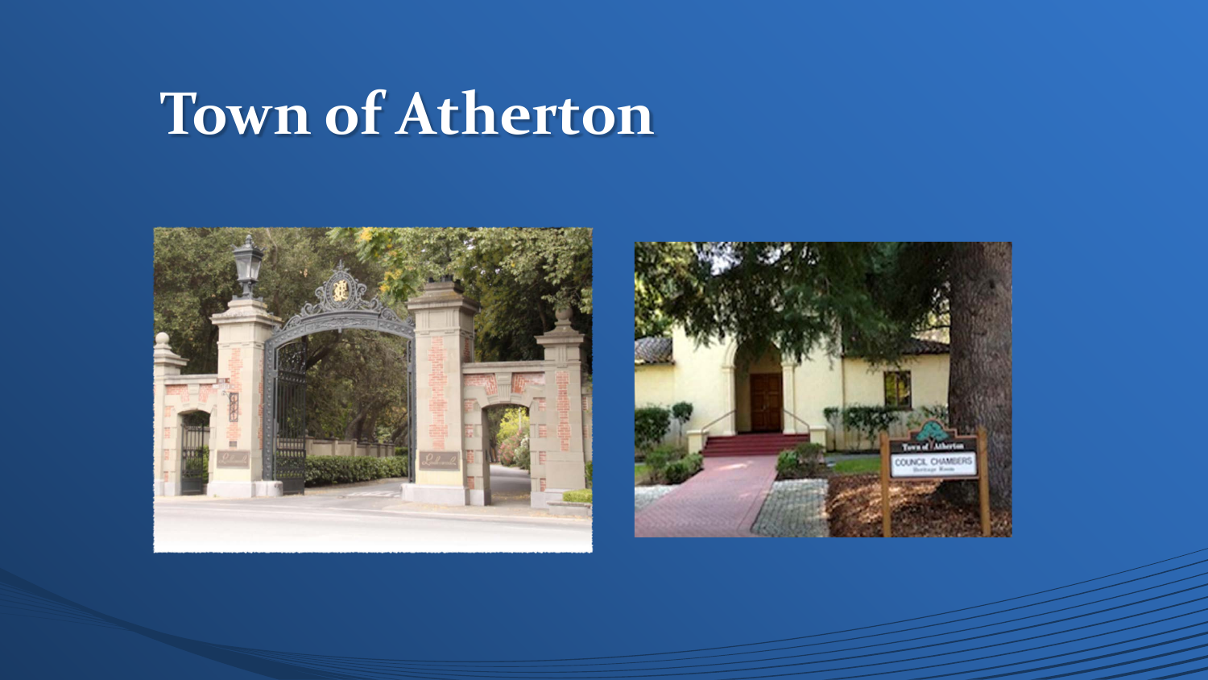# Town of Atherton